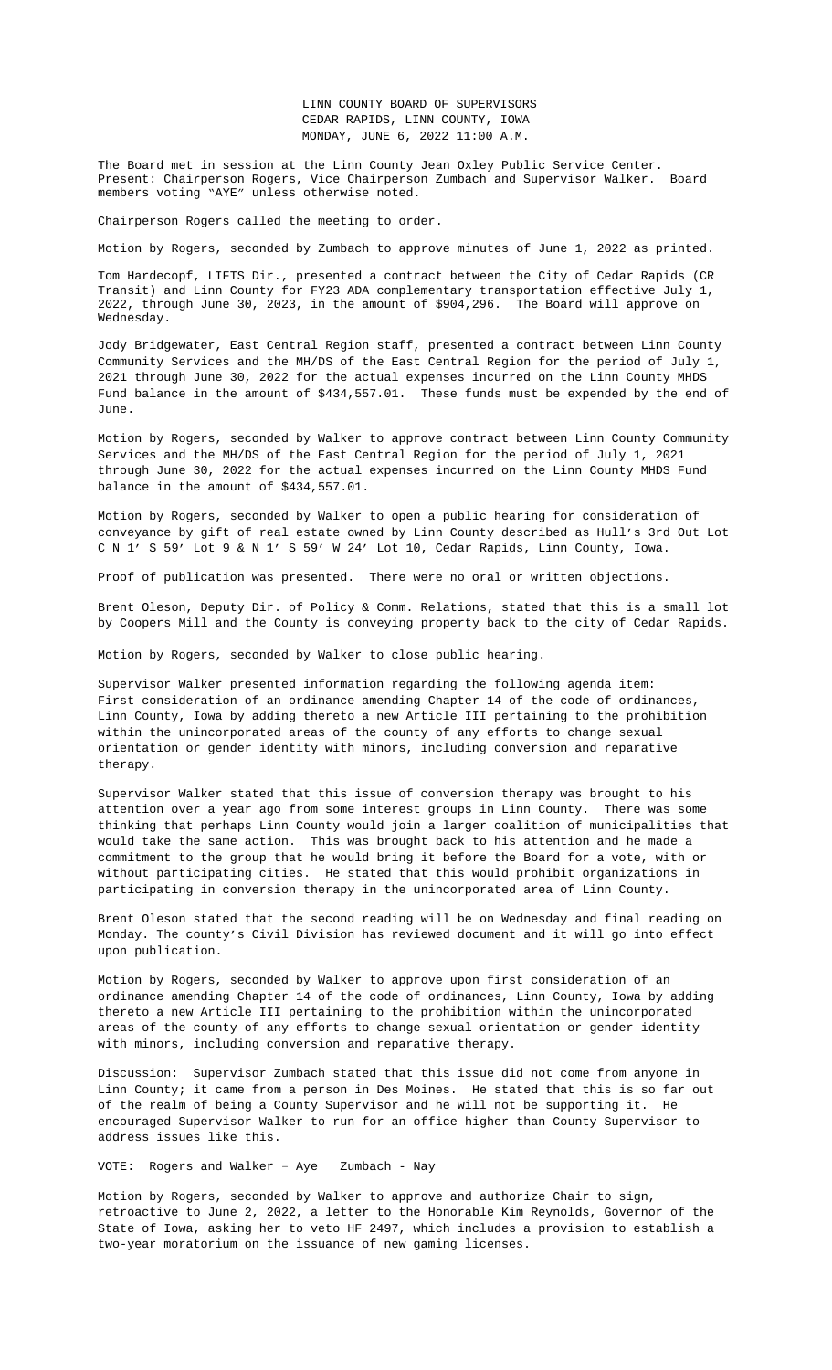LINN COUNTY BOARD OF SUPERVISORS
CEDAR RAPIDS, LINN COUNTY, IOWA
MONDAY, JUNE 6, 2022 11:00 A.M.

The Board met in session at the Linn County Jean Oxley Public Service Center. Present: Chairperson Rogers, Vice Chairperson Zumbach and Supervisor Walker. Board members voting "AYE" unless otherwise noted.

Chairperson Rogers called the meeting to order.

Motion by Rogers, seconded by Zumbach to approve minutes of June 1, 2022 as printed.

Tom Hardecopf, LIFTS Dir., presented a contract between the City of Cedar Rapids (CR Transit) and Linn County for FY23 ADA complementary transportation effective July 1, 2022, through June 30, 2023, in the amount of $904,296. The Board will approve on Wednesday.

Jody Bridgewater, East Central Region staff, presented a contract between Linn County Community Services and the MH/DS of the East Central Region for the period of July 1, 2021 through June 30, 2022 for the actual expenses incurred on the Linn County MHDS Fund balance in the amount of $434,557.01. These funds must be expended by the end of June.

Motion by Rogers, seconded by Walker to approve contract between Linn County Community Services and the MH/DS of the East Central Region for the period of July 1, 2021 through June 30, 2022 for the actual expenses incurred on the Linn County MHDS Fund balance in the amount of $434,557.01.

Motion by Rogers, seconded by Walker to open a public hearing for consideration of conveyance by gift of real estate owned by Linn County described as Hull's 3rd Out Lot C N 1' S 59' Lot 9 & N 1' S 59' W 24' Lot 10, Cedar Rapids, Linn County, Iowa.

Proof of publication was presented. There were no oral or written objections.

Brent Oleson, Deputy Dir. of Policy & Comm. Relations, stated that this is a small lot by Coopers Mill and the County is conveying property back to the city of Cedar Rapids.

Motion by Rogers, seconded by Walker to close public hearing.

Supervisor Walker presented information regarding the following agenda item: First consideration of an ordinance amending Chapter 14 of the code of ordinances, Linn County, Iowa by adding thereto a new Article III pertaining to the prohibition within the unincorporated areas of the county of any efforts to change sexual orientation or gender identity with minors, including conversion and reparative therapy.

Supervisor Walker stated that this issue of conversion therapy was brought to his attention over a year ago from some interest groups in Linn County. There was some thinking that perhaps Linn County would join a larger coalition of municipalities that would take the same action. This was brought back to his attention and he made a commitment to the group that he would bring it before the Board for a vote, with or without participating cities. He stated that this would prohibit organizations in participating in conversion therapy in the unincorporated area of Linn County.

Brent Oleson stated that the second reading will be on Wednesday and final reading on Monday. The county's Civil Division has reviewed document and it will go into effect upon publication.

Motion by Rogers, seconded by Walker to approve upon first consideration of an ordinance amending Chapter 14 of the code of ordinances, Linn County, Iowa by adding thereto a new Article III pertaining to the prohibition within the unincorporated areas of the county of any efforts to change sexual orientation or gender identity with minors, including conversion and reparative therapy.

Discussion: Supervisor Zumbach stated that this issue did not come from anyone in Linn County; it came from a person in Des Moines. He stated that this is so far out of the realm of being a County Supervisor and he will not be supporting it. He encouraged Supervisor Walker to run for an office higher than County Supervisor to address issues like this.

VOTE: Rogers and Walker – Aye Zumbach - Nay

Motion by Rogers, seconded by Walker to approve and authorize Chair to sign, retroactive to June 2, 2022, a letter to the Honorable Kim Reynolds, Governor of the State of Iowa, asking her to veto HF 2497, which includes a provision to establish a two-year moratorium on the issuance of new gaming licenses.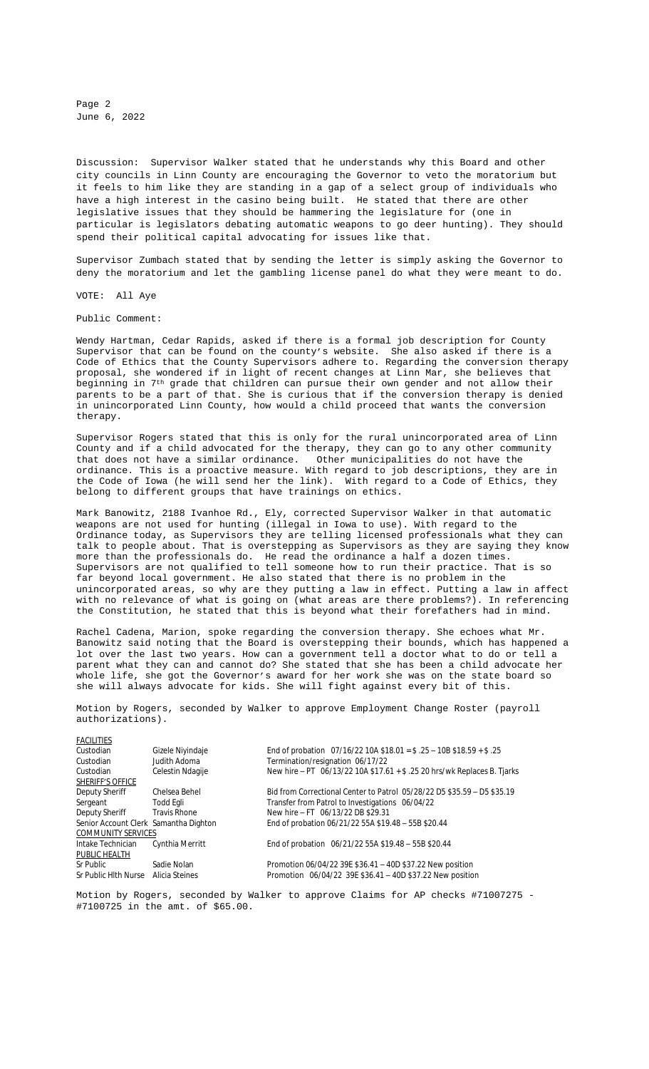Discussion: Supervisor Walker stated that he understands why this Board and other city councils in Linn County are encouraging the Governor to veto the moratorium but it feels to him like they are standing in a gap of a select group of individuals who have a high interest in the casino being built. He stated that there are other legislative issues that they should be hammering the legislature for (one in particular is legislators debating automatic weapons to go deer hunting). They should spend their political capital advocating for issues like that.

Supervisor Zumbach stated that by sending the letter is simply asking the Governor to deny the moratorium and let the gambling license panel do what they were meant to do.

VOTE: All Aye

Public Comment:

Wendy Hartman, Cedar Rapids, asked if there is a formal job description for County Supervisor that can be found on the county's website. She also asked if there is a Code of Ethics that the County Supervisors adhere to. Regarding the conversion therapy proposal, she wondered if in light of recent changes at Linn Mar, she believes that beginning in 7th grade that children can pursue their own gender and not allow their parents to be a part of that. She is curious that if the conversion therapy is denied in unincorporated Linn County, how would a child proceed that wants the conversion therapy.

Supervisor Rogers stated that this is only for the rural unincorporated area of Linn County and if a child advocated for the therapy, they can go to any other community that does not have a similar ordinance. Other municipalities do not have the ordinance. This is a proactive measure. With regard to job descriptions, they are in the Code of Iowa (he will send her the link). With regard to a Code of Ethics, they belong to different groups that have trainings on ethics.

Mark Banowitz, 2188 Ivanhoe Rd., Ely, corrected Supervisor Walker in that automatic weapons are not used for hunting (illegal in Iowa to use). With regard to the Ordinance today, as Supervisors they are telling licensed professionals what they can talk to people about. That is overstepping as Supervisors as they are saying they know more than the professionals do. He read the ordinance a half a dozen times. Supervisors are not qualified to tell someone how to run their practice. That is so far beyond local government. He also stated that there is no problem in the unincorporated areas, so why are they putting a law in effect. Putting a law in affect with no relevance of what is going on (what areas are there problems?). In referencing the Constitution, he stated that this is beyond what their forefathers had in mind.

Rachel Cadena, Marion, spoke regarding the conversion therapy. She echoes what Mr. Banowitz said noting that the Board is overstepping their bounds, which has happened a lot over the last two years. How can a government tell a doctor what to do or tell a parent what they can and cannot do? She stated that she has been a child advocate her whole life, she got the Governor's award for her work she was on the state board so she will always advocate for kids. She will fight against every bit of this.

Motion by Rogers, seconded by Walker to approve Employment Change Roster (payroll authorizations).

| | | |
|---|---|---|
| FACILITIES | | |
| Custodian | Gizele Niyindaje | End of probation 07/16/22 10A $18.01 = $ .25 – 10B $18.59 + $ .25 |
| Custodian | Judith Adoma | Termination/resignation 06/17/22 |
| Custodian | Celestin Ndagije | New hire – PT 06/13/22 10A $17.61 + $ .25 20 hrs/wk Replaces B. Tjarks |
| SHERIFF'S OFFICE | | |
| Deputy Sheriff | Chelsea Behel | Bid from Correctional Center to Patrol 05/28/22 D5 $35.59 – D5 $35.19 |
| Sergeant | Todd Egli | Transfer from Patrol to Investigations 06/04/22 |
| Deputy Sheriff | Travis Rhone | New hire – FT 06/13/22 DB $29.31 |
| Senior Account Clerk | Samantha Dighton | End of probation 06/21/22 55A $19.48 – 55B $20.44 |
| COMMUNITY SERVICES | | |
| Intake Technician | Cynthia Merritt | End of probation 06/21/22 55A $19.48 – 55B $20.44 |
| PUBLIC HEALTH | | |
| Sr Public | Sadie Nolan | Promotion 06/04/22 39E $36.41 – 40D $37.22 New position |
| Sr Public Hlth Nurse | Alicia Steines | Promotion 06/04/22 39E $36.41 – 40D $37.22 New position |

Motion by Rogers, seconded by Walker to approve Claims for AP checks #71007275 - #7100725 in the amt. of $65.00.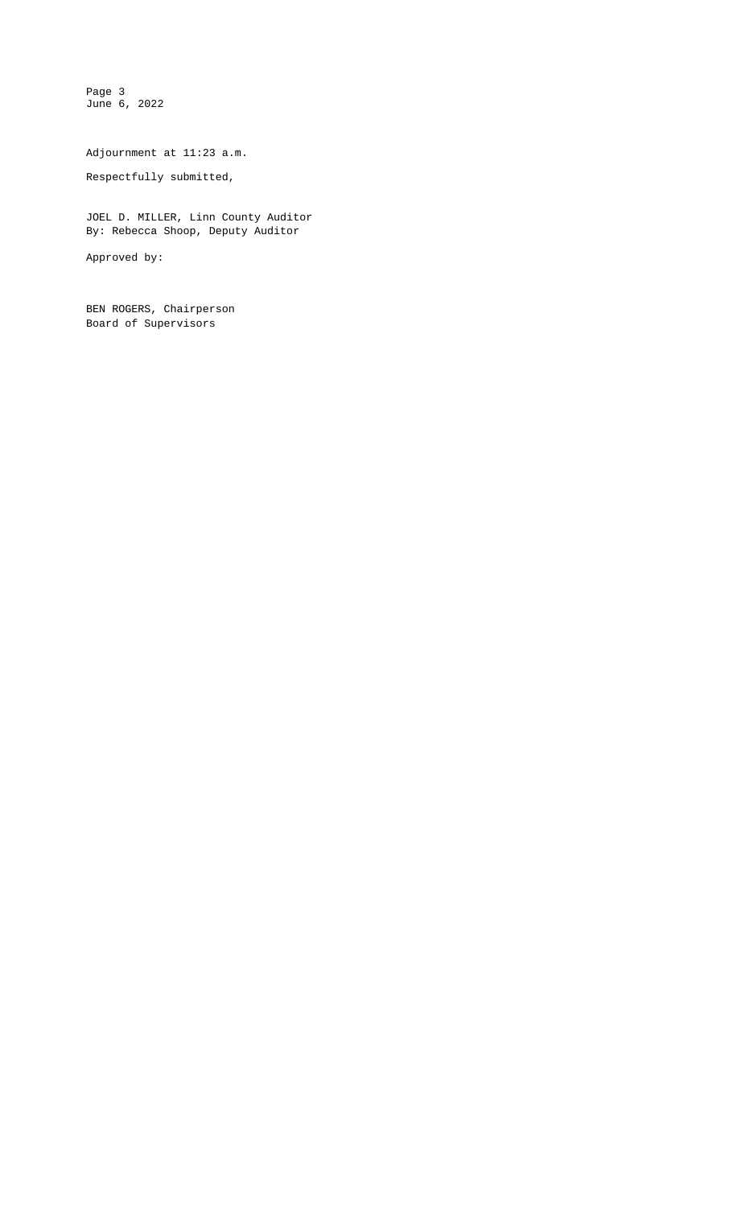Adjournment at 11:23 a.m.

Respectfully submitted,

JOEL D. MILLER, Linn County Auditor
By: Rebecca Shoop, Deputy Auditor

Approved by:

BEN ROGERS, Chairperson
Board of Supervisors